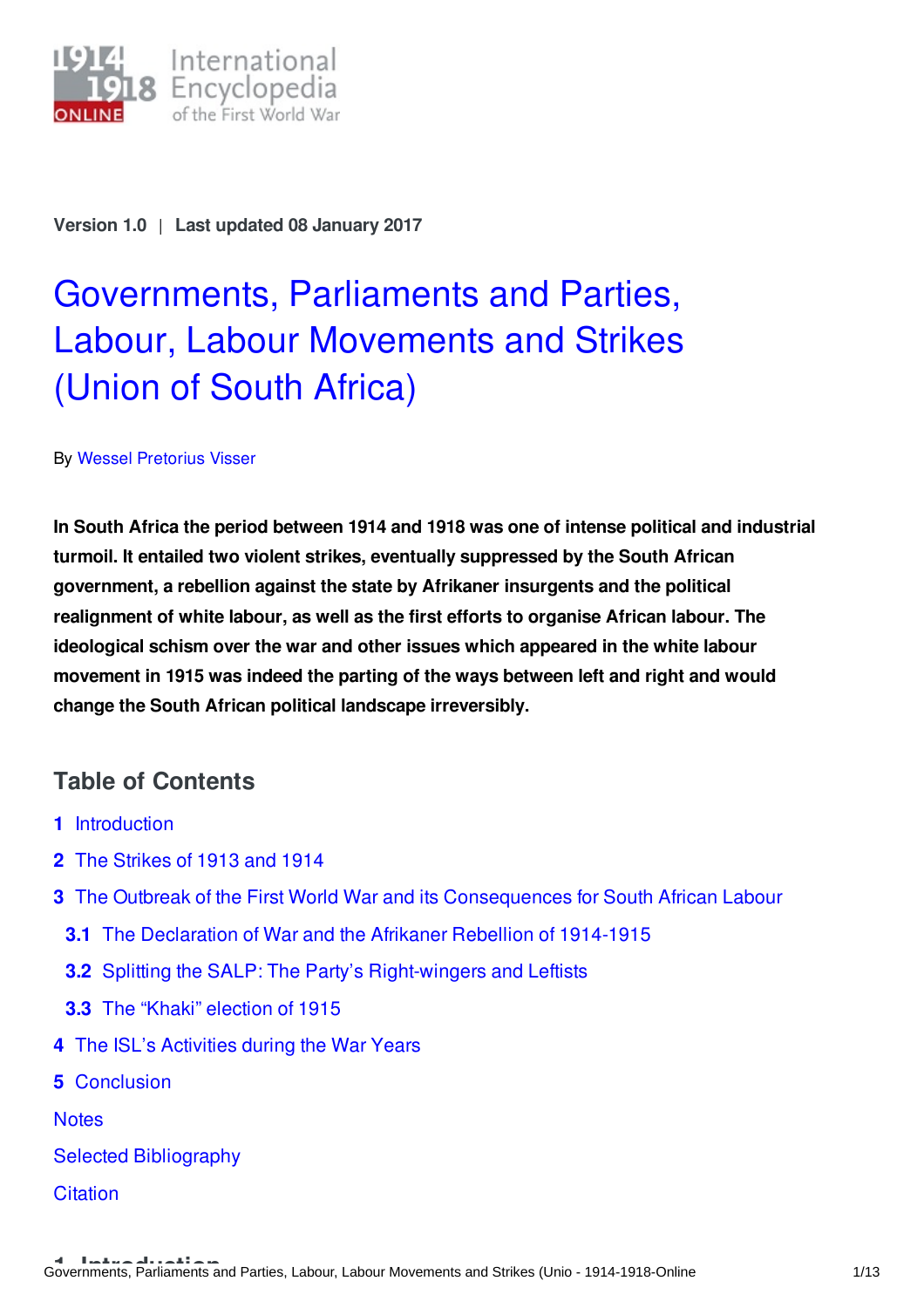Version 1.0 | Last updated 08 January 2017

# Governments, Parliaments and Parties, Labour, Labour Movements and Strikes (Union of South Africa)

By Wessel Pretorius Visser

**In South Africa the period between 1914 and 1918 was one of intense political and industrial turmoil. It entailed two violent strikes, eventually suppressed by the South African government, a rebellion against the state by Afrikaner insurgents and the political realignment of white labour, as well as the first efforts to organise African labour. The ideological schism over the war and other issues which appeared in the white labour movement in 1915 was indeed the parting of the ways between left and right and would change the South African political landscape irreversibly.**

## Table of Contents

1 Introduction
2 The Strikes of 1913 and 1914
3 The Outbreak of the First World War and its Consequences for South African Labour
  3.1 The Declaration of War and the Afrikaner Rebellion of 1914-1915
  3.2 Splitting the SALP: The Party's Right-wingers and Leftists
  3.3 The "Khaki" election of 1915
4 The ISL's Activities during the War Years
5 Conclusion
Notes
Selected Bibliography
Citation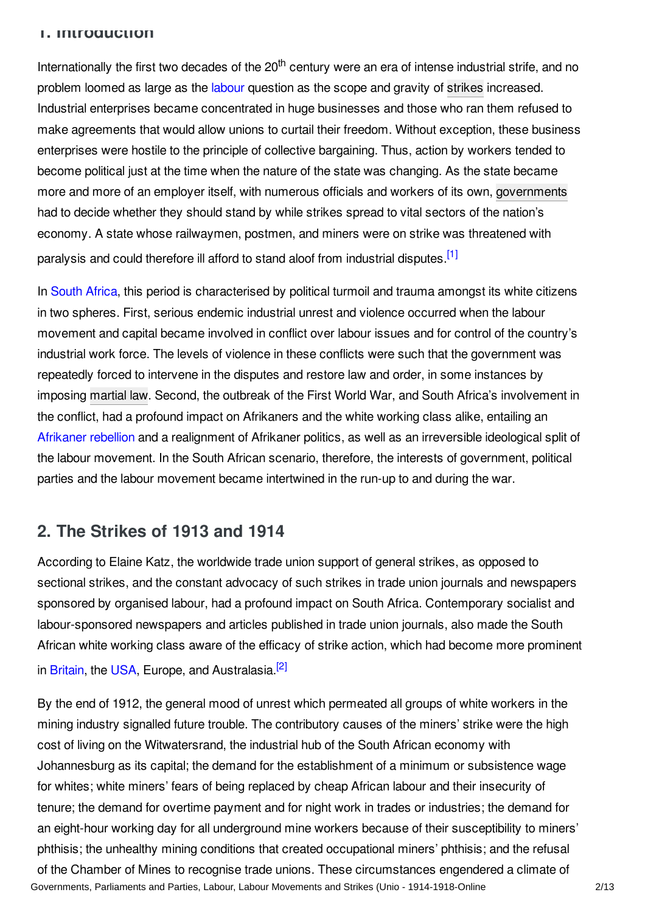## 1. Introduction

Internationally the first two decades of the 20th century were an era of intense industrial strife, and no problem loomed as large as the labour question as the scope and gravity of strikes increased. Industrial enterprises became concentrated in huge businesses and those who ran them refused to make agreements that would allow unions to curtail their freedom. Without exception, these business enterprises were hostile to the principle of collective bargaining. Thus, action by workers tended to become political just at the time when the nature of the state was changing. As the state became more and more of an employer itself, with numerous officials and workers of its own, governments had to decide whether they should stand by while strikes spread to vital sectors of the nation's economy. A state whose railwaymen, postmen, and miners were on strike was threatened with paralysis and could therefore ill afford to stand aloof from industrial disputes.[1]

In South Africa, this period is characterised by political turmoil and trauma amongst its white citizens in two spheres. First, serious endemic industrial unrest and violence occurred when the labour movement and capital became involved in conflict over labour issues and for control of the country's industrial work force. The levels of violence in these conflicts were such that the government was repeatedly forced to intervene in the disputes and restore law and order, in some instances by imposing martial law. Second, the outbreak of the First World War, and South Africa's involvement in the conflict, had a profound impact on Afrikaners and the white working class alike, entailing an Afrikaner rebellion and a realignment of Afrikaner politics, as well as an irreversible ideological split of the labour movement. In the South African scenario, therefore, the interests of government, political parties and the labour movement became intertwined in the run-up to and during the war.

## 2. The Strikes of 1913 and 1914

According to Elaine Katz, the worldwide trade union support of general strikes, as opposed to sectional strikes, and the constant advocacy of such strikes in trade union journals and newspapers sponsored by organised labour, had a profound impact on South Africa. Contemporary socialist and labour-sponsored newspapers and articles published in trade union journals, also made the South African white working class aware of the efficacy of strike action, which had become more prominent in Britain, the USA, Europe, and Australasia.[2]

By the end of 1912, the general mood of unrest which permeated all groups of white workers in the mining industry signalled future trouble. The contributory causes of the miners' strike were the high cost of living on the Witwatersrand, the industrial hub of the South African economy with Johannesburg as its capital; the demand for the establishment of a minimum or subsistence wage for whites; white miners' fears of being replaced by cheap African labour and their insecurity of tenure; the demand for overtime payment and for night work in trades or industries; the demand for an eight-hour working day for all underground mine workers because of their susceptibility to miners' phthisis; the unhealthy mining conditions that created occupational miners' phthisis; and the refusal of the Chamber of Mines to recognise trade unions. These circumstances engendered a climate of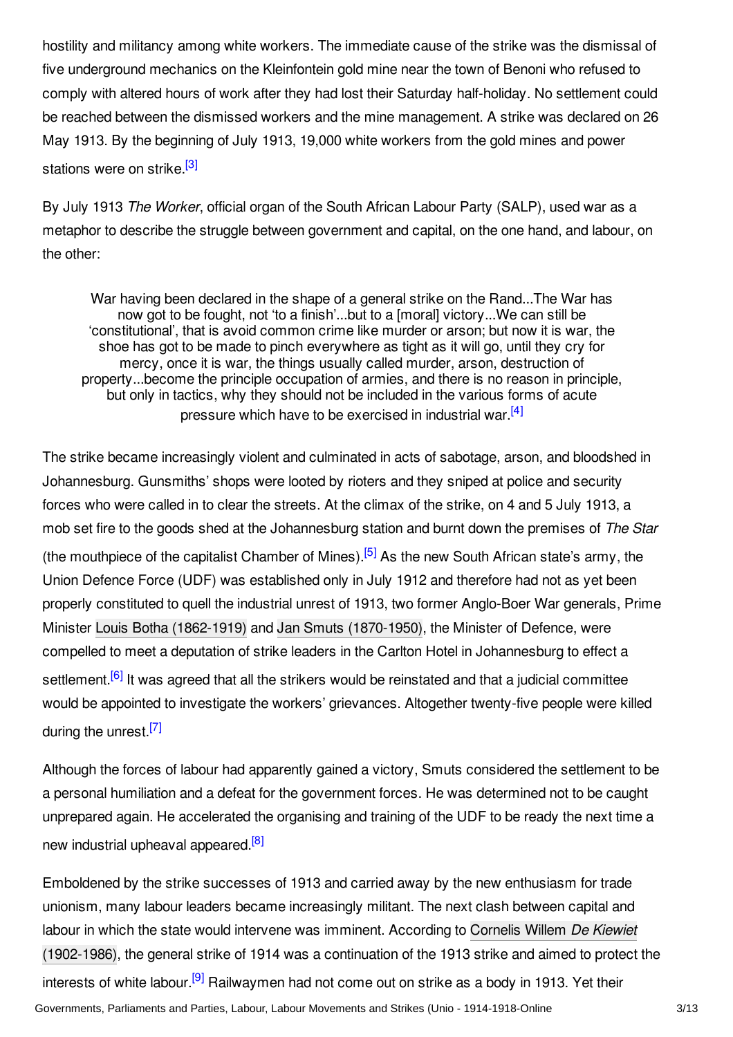hostility and militancy among white workers. The immediate cause of the strike was the dismissal of five underground mechanics on the Kleinfontein gold mine near the town of Benoni who refused to comply with altered hours of work after they had lost their Saturday half-holiday. No settlement could be reached between the dismissed workers and the mine management. A strike was declared on 26 May 1913. By the beginning of July 1913, 19,000 white workers from the gold mines and power stations were on strike.[3]

By July 1913 *The Worker*, official organ of the South African Labour Party (SALP), used war as a metaphor to describe the struggle between government and capital, on the one hand, and labour, on the other:

> War having been declared in the shape of a general strike on the Rand...The War has now got to be fought, not 'to a finish'...but to a [moral] victory...We can still be 'constitutional', that is avoid common crime like murder or arson; but now it is war, the shoe has got to be made to pinch everywhere as tight as it will go, until they cry for mercy, once it is war, the things usually called murder, arson, destruction of property...become the principle occupation of armies, and there is no reason in principle, but only in tactics, why they should not be included in the various forms of acute pressure which have to be exercised in industrial war.[4]

The strike became increasingly violent and culminated in acts of sabotage, arson, and bloodshed in Johannesburg. Gunsmiths' shops were looted by rioters and they sniped at police and security forces who were called in to clear the streets. At the climax of the strike, on 4 and 5 July 1913, a mob set fire to the goods shed at the Johannesburg station and burnt down the premises of *The Star* (the mouthpiece of the capitalist Chamber of Mines).[5] As the new South African state's army, the Union Defence Force (UDF) was established only in July 1912 and therefore had not as yet been properly constituted to quell the industrial unrest of 1913, two former Anglo-Boer War generals, Prime Minister Louis Botha (1862-1919) and Jan Smuts (1870-1950), the Minister of Defence, were compelled to meet a deputation of strike leaders in the Carlton Hotel in Johannesburg to effect a settlement.[6] It was agreed that all the strikers would be reinstated and that a judicial committee would be appointed to investigate the workers' grievances. Altogether twenty-five people were killed during the unrest.[7]

Although the forces of labour had apparently gained a victory, Smuts considered the settlement to be a personal humiliation and a defeat for the government forces. He was determined not to be caught unprepared again. He accelerated the organising and training of the UDF to be ready the next time a new industrial upheaval appeared.[8]

Emboldened by the strike successes of 1913 and carried away by the new enthusiasm for trade unionism, many labour leaders became increasingly militant. The next clash between capital and labour in which the state would intervene was imminent. According to Cornelis Willem *De Kiewiet* (1902-1986), the general strike of 1914 was a continuation of the 1913 strike and aimed to protect the interests of white labour.[9] Railwaymen had not come out on strike as a body in 1913. Yet their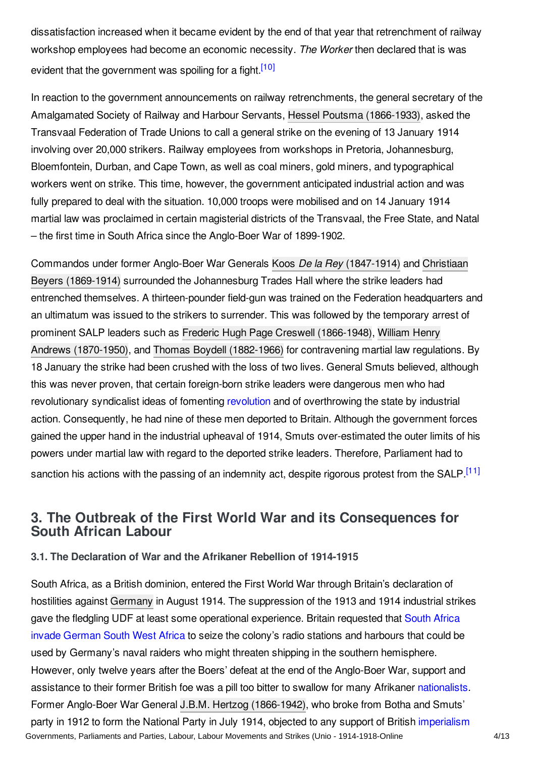dissatisfaction increased when it became evident by the end of that year that retrenchment of railway workshop employees had become an economic necessity. *The Worker* then declared that is was evident that the government was spoiling for a fight.[10]

In reaction to the government announcements on railway retrenchments, the general secretary of the Amalgamated Society of Railway and Harbour Servants, Hessel Poutsma (1866-1933), asked the Transvaal Federation of Trade Unions to call a general strike on the evening of 13 January 1914 involving over 20,000 strikers. Railway employees from workshops in Pretoria, Johannesburg, Bloemfontein, Durban, and Cape Town, as well as coal miners, gold miners, and typographical workers went on strike. This time, however, the government anticipated industrial action and was fully prepared to deal with the situation. 10,000 troops were mobilised and on 14 January 1914 martial law was proclaimed in certain magisterial districts of the Transvaal, the Free State, and Natal – the first time in South Africa since the Anglo-Boer War of 1899-1902.

Commandos under former Anglo-Boer War Generals Koos *De la Rey* (1847-1914) and Christiaan Beyers (1869-1914) surrounded the Johannesburg Trades Hall where the strike leaders had entrenched themselves. A thirteen-pounder field-gun was trained on the Federation headquarters and an ultimatum was issued to the strikers to surrender. This was followed by the temporary arrest of prominent SALP leaders such as Frederic Hugh Page Creswell (1866-1948), William Henry Andrews (1870-1950), and Thomas Boydell (1882-1966) for contravening martial law regulations. By 18 January the strike had been crushed with the loss of two lives. General Smuts believed, although this was never proven, that certain foreign-born strike leaders were dangerous men who had revolutionary syndicalist ideas of fomenting revolution and of overthrowing the state by industrial action. Consequently, he had nine of these men deported to Britain. Although the government forces gained the upper hand in the industrial upheaval of 1914, Smuts over-estimated the outer limits of his powers under martial law with regard to the deported strike leaders. Therefore, Parliament had to sanction his actions with the passing of an indemnity act, despite rigorous protest from the SALP.[11]

## 3. The Outbreak of the First World War and its Consequences for South African Labour

### 3.1. The Declaration of War and the Afrikaner Rebellion of 1914-1915

South Africa, as a British dominion, entered the First World War through Britain's declaration of hostilities against Germany in August 1914. The suppression of the 1913 and 1914 industrial strikes gave the fledgling UDF at least some operational experience. Britain requested that South Africa invade German South West Africa to seize the colony's radio stations and harbours that could be used by Germany's naval raiders who might threaten shipping in the southern hemisphere. However, only twelve years after the Boers' defeat at the end of the Anglo-Boer War, support and assistance to their former British foe was a pill too bitter to swallow for many Afrikaner nationalists. Former Anglo-Boer War General J.B.M. Hertzog (1866-1942), who broke from Botha and Smuts' party in 1912 to form the National Party in July 1914, objected to any support of British imperialism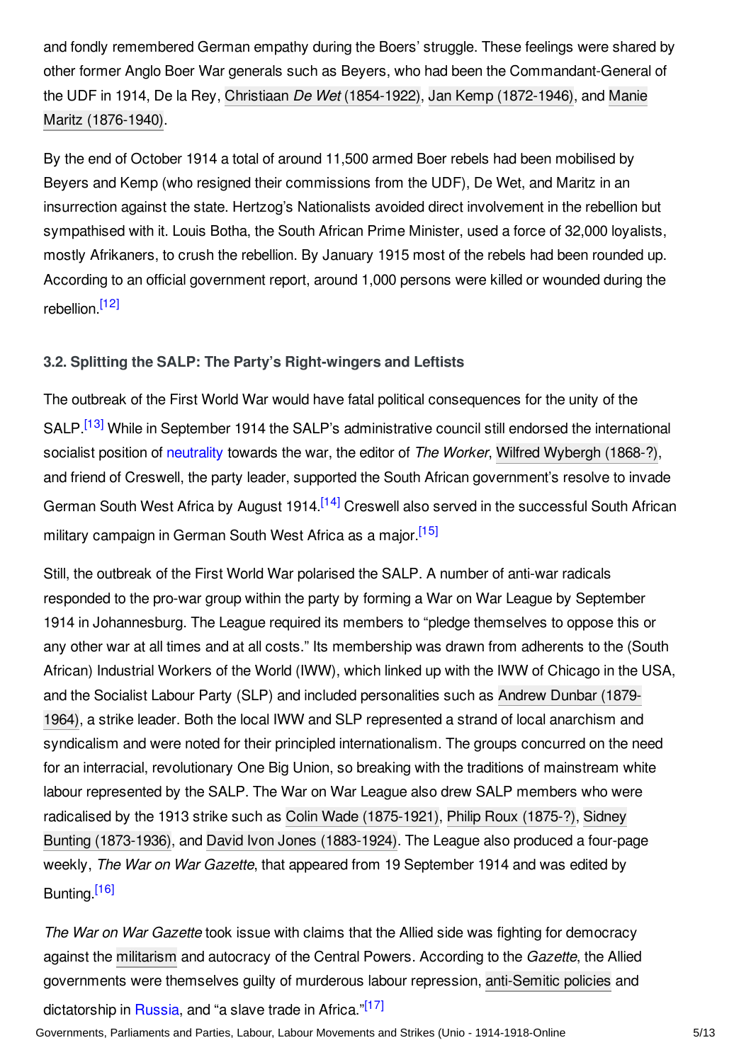and fondly remembered German empathy during the Boers' struggle. These feelings were shared by other former Anglo Boer War generals such as Beyers, who had been the Commandant-General of the UDF in 1914, De la Rey, Christiaan *De Wet* (1854-1922), Jan Kemp (1872-1946), and Manie Maritz (1876-1940).

By the end of October 1914 a total of around 11,500 armed Boer rebels had been mobilised by Beyers and Kemp (who resigned their commissions from the UDF), De Wet, and Maritz in an insurrection against the state. Hertzog's Nationalists avoided direct involvement in the rebellion but sympathised with it. Louis Botha, the South African Prime Minister, used a force of 32,000 loyalists, mostly Afrikaners, to crush the rebellion. By January 1915 most of the rebels had been rounded up. According to an official government report, around 1,000 persons were killed or wounded during the rebellion.[12]

### 3.2. Splitting the SALP: The Party's Right-wingers and Leftists

The outbreak of the First World War would have fatal political consequences for the unity of the SALP.[13] While in September 1914 the SALP's administrative council still endorsed the international socialist position of neutrality towards the war, the editor of *The Worker*, Wilfred Wybergh (1868-?), and friend of Creswell, the party leader, supported the South African government's resolve to invade German South West Africa by August 1914.[14] Creswell also served in the successful South African military campaign in German South West Africa as a major.[15]

Still, the outbreak of the First World War polarised the SALP. A number of anti-war radicals responded to the pro-war group within the party by forming a War on War League by September 1914 in Johannesburg. The League required its members to "pledge themselves to oppose this or any other war at all times and at all costs." Its membership was drawn from adherents to the (South African) Industrial Workers of the World (IWW), which linked up with the IWW of Chicago in the USA, and the Socialist Labour Party (SLP) and included personalities such as Andrew Dunbar (1879-1964), a strike leader. Both the local IWW and SLP represented a strand of local anarchism and syndicalism and were noted for their principled internationalism. The groups concurred on the need for an interracial, revolutionary One Big Union, so breaking with the traditions of mainstream white labour represented by the SALP. The War on War League also drew SALP members who were radicalised by the 1913 strike such as Colin Wade (1875-1921), Philip Roux (1875-?), Sidney Bunting (1873-1936), and David Ivon Jones (1883-1924). The League also produced a four-page weekly, *The War on War Gazette*, that appeared from 19 September 1914 and was edited by Bunting.[16]

*The War on War Gazette* took issue with claims that the Allied side was fighting for democracy against the militarism and autocracy of the Central Powers. According to the *Gazette*, the Allied governments were themselves guilty of murderous labour repression, anti-Semitic policies and dictatorship in Russia, and "a slave trade in Africa."[17]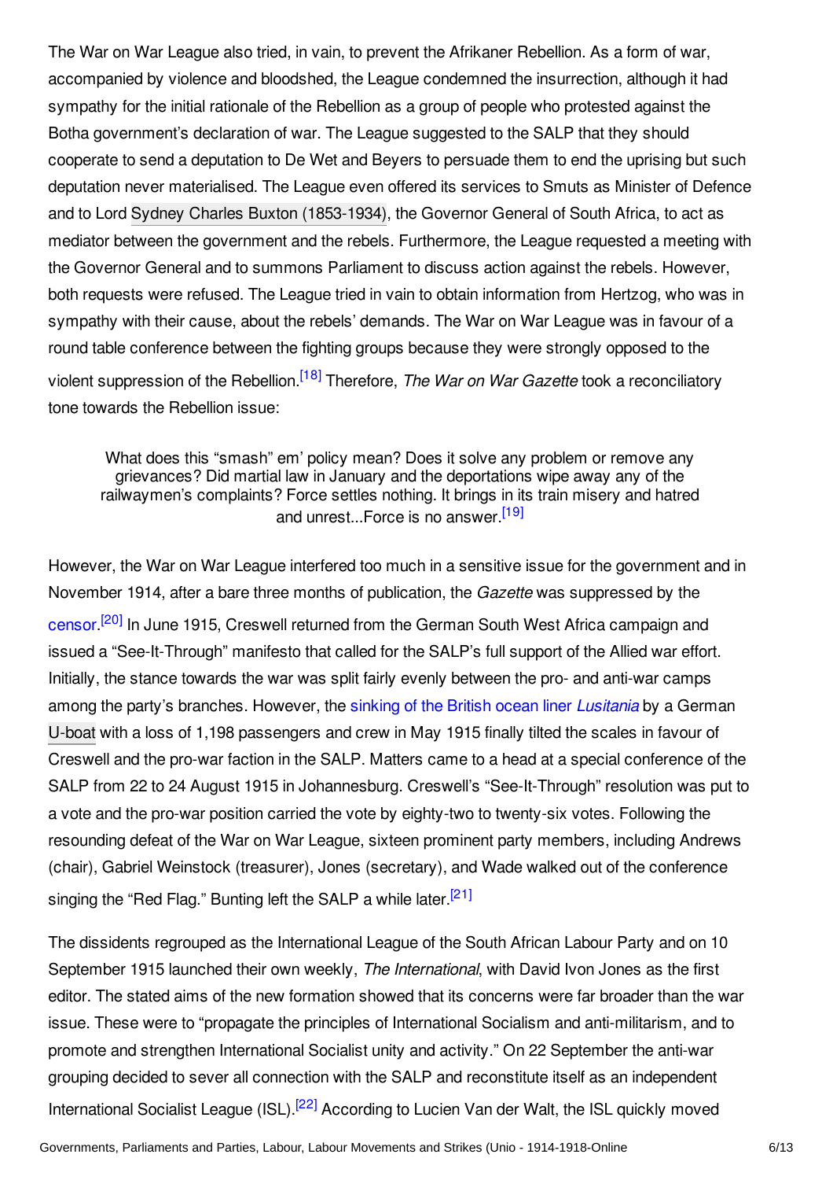The War on War League also tried, in vain, to prevent the Afrikaner Rebellion. As a form of war, accompanied by violence and bloodshed, the League condemned the insurrection, although it had sympathy for the initial rationale of the Rebellion as a group of people who protested against the Botha government's declaration of war. The League suggested to the SALP that they should cooperate to send a deputation to De Wet and Beyers to persuade them to end the uprising but such deputation never materialised. The League even offered its services to Smuts as Minister of Defence and to Lord Sydney Charles Buxton (1853-1934), the Governor General of South Africa, to act as mediator between the government and the rebels. Furthermore, the League requested a meeting with the Governor General and to summons Parliament to discuss action against the rebels. However, both requests were refused. The League tried in vain to obtain information from Hertzog, who was in sympathy with their cause, about the rebels' demands. The War on War League was in favour of a round table conference between the fighting groups because they were strongly opposed to the violent suppression of the Rebellion.[18] Therefore, *The War on War Gazette* took a reconciliatory tone towards the Rebellion issue:

> What does this "smash" em' policy mean? Does it solve any problem or remove any grievances? Did martial law in January and the deportations wipe away any of the railwaymen's complaints? Force settles nothing. It brings in its train misery and hatred and unrest...Force is no answer.[19]

However, the War on War League interfered too much in a sensitive issue for the government and in November 1914, after a bare three months of publication, the *Gazette* was suppressed by the censor.[20] In June 1915, Creswell returned from the German South West Africa campaign and issued a "See-It-Through" manifesto that called for the SALP's full support of the Allied war effort. Initially, the stance towards the war was split fairly evenly between the pro- and anti-war camps among the party's branches. However, the sinking of the British ocean liner *Lusitania* by a German U-boat with a loss of 1,198 passengers and crew in May 1915 finally tilted the scales in favour of Creswell and the pro-war faction in the SALP. Matters came to a head at a special conference of the SALP from 22 to 24 August 1915 in Johannesburg. Creswell's "See-It-Through" resolution was put to a vote and the pro-war position carried the vote by eighty-two to twenty-six votes. Following the resounding defeat of the War on War League, sixteen prominent party members, including Andrews (chair), Gabriel Weinstock (treasurer), Jones (secretary), and Wade walked out of the conference singing the "Red Flag." Bunting left the SALP a while later.[21]

The dissidents regrouped as the International League of the South African Labour Party and on 10 September 1915 launched their own weekly, *The International*, with David Ivon Jones as the first editor. The stated aims of the new formation showed that its concerns were far broader than the war issue. These were to "propagate the principles of International Socialism and anti-militarism, and to promote and strengthen International Socialist unity and activity." On 22 September the anti-war grouping decided to sever all connection with the SALP and reconstitute itself as an independent International Socialist League (ISL).[22] According to Lucien Van der Walt, the ISL quickly moved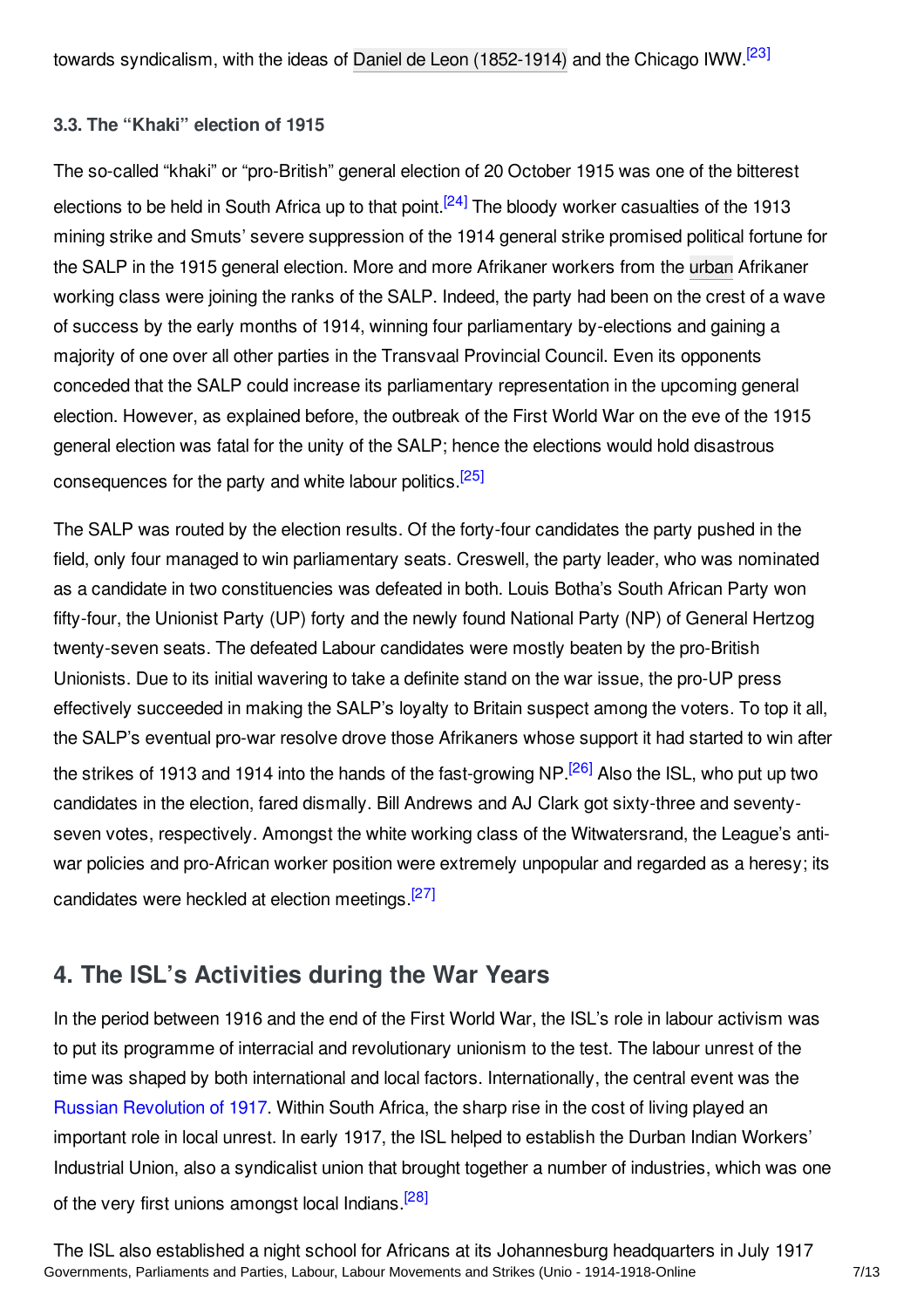towards syndicalism, with the ideas of Daniel de Leon (1852-1914) and the Chicago IWW.[23]

### 3.3. The "Khaki" election of 1915

The so-called "khaki" or "pro-British" general election of 20 October 1915 was one of the bitterest elections to be held in South Africa up to that point.[24] The bloody worker casualties of the 1913 mining strike and Smuts' severe suppression of the 1914 general strike promised political fortune for the SALP in the 1915 general election. More and more Afrikaner workers from the urban Afrikaner working class were joining the ranks of the SALP. Indeed, the party had been on the crest of a wave of success by the early months of 1914, winning four parliamentary by-elections and gaining a majority of one over all other parties in the Transvaal Provincial Council. Even its opponents conceded that the SALP could increase its parliamentary representation in the upcoming general election. However, as explained before, the outbreak of the First World War on the eve of the 1915 general election was fatal for the unity of the SALP; hence the elections would hold disastrous consequences for the party and white labour politics.[25]

The SALP was routed by the election results. Of the forty-four candidates the party pushed in the field, only four managed to win parliamentary seats. Creswell, the party leader, who was nominated as a candidate in two constituencies was defeated in both. Louis Botha's South African Party won fifty-four, the Unionist Party (UP) forty and the newly found National Party (NP) of General Hertzog twenty-seven seats. The defeated Labour candidates were mostly beaten by the pro-British Unionists. Due to its initial wavering to take a definite stand on the war issue, the pro-UP press effectively succeeded in making the SALP's loyalty to Britain suspect among the voters. To top it all, the SALP's eventual pro-war resolve drove those Afrikaners whose support it had started to win after the strikes of 1913 and 1914 into the hands of the fast-growing NP.[26] Also the ISL, who put up two candidates in the election, fared dismally. Bill Andrews and AJ Clark got sixty-three and seventy-seven votes, respectively. Amongst the white working class of the Witwatersrand, the League's anti-war policies and pro-African worker position were extremely unpopular and regarded as a heresy; its candidates were heckled at election meetings.[27]

## 4. The ISL's Activities during the War Years

In the period between 1916 and the end of the First World War, the ISL's role in labour activism was to put its programme of interracial and revolutionary unionism to the test. The labour unrest of the time was shaped by both international and local factors. Internationally, the central event was the Russian Revolution of 1917. Within South Africa, the sharp rise in the cost of living played an important role in local unrest. In early 1917, the ISL helped to establish the Durban Indian Workers' Industrial Union, also a syndicalist union that brought together a number of industries, which was one of the very first unions amongst local Indians.[28]

The ISL also established a night school for Africans at its Johannesburg headquarters in July 1917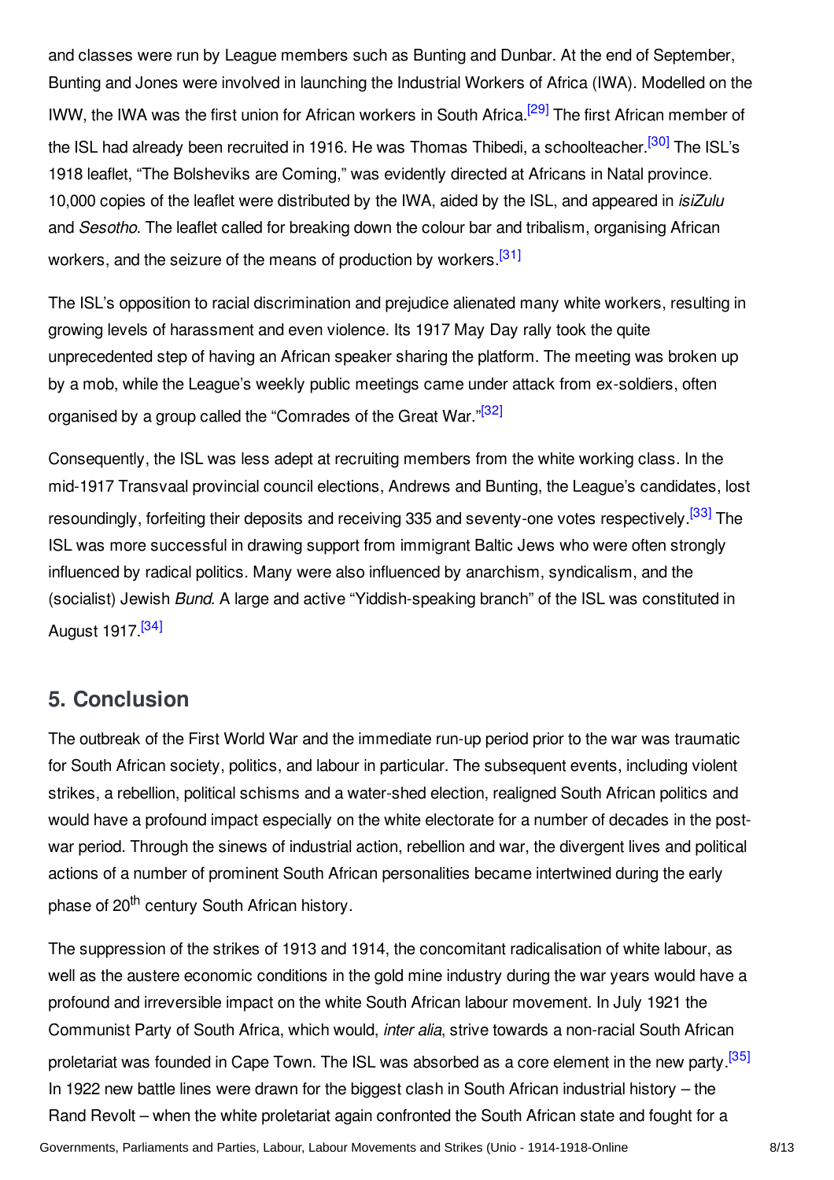and classes were run by League members such as Bunting and Dunbar. At the end of September, Bunting and Jones were involved in launching the Industrial Workers of Africa (IWA). Modelled on the IWW, the IWA was the first union for African workers in South Africa.[29] The first African member of the ISL had already been recruited in 1916. He was Thomas Thibedi, a schoolteacher.[30] The ISL's 1918 leaflet, "The Bolsheviks are Coming," was evidently directed at Africans in Natal province. 10,000 copies of the leaflet were distributed by the IWA, aided by the ISL, and appeared in *isiZulu* and *Sesotho*. The leaflet called for breaking down the colour bar and tribalism, organising African workers, and the seizure of the means of production by workers.[31]

The ISL's opposition to racial discrimination and prejudice alienated many white workers, resulting in growing levels of harassment and even violence. Its 1917 May Day rally took the quite unprecedented step of having an African speaker sharing the platform. The meeting was broken up by a mob, while the League's weekly public meetings came under attack from ex-soldiers, often organised by a group called the "Comrades of the Great War."[32]

Consequently, the ISL was less adept at recruiting members from the white working class. In the mid-1917 Transvaal provincial council elections, Andrews and Bunting, the League's candidates, lost resoundingly, forfeiting their deposits and receiving 335 and seventy-one votes respectively.[33] The ISL was more successful in drawing support from immigrant Baltic Jews who were often strongly influenced by radical politics. Many were also influenced by anarchism, syndicalism, and the (socialist) Jewish *Bund*. A large and active "Yiddish-speaking branch" of the ISL was constituted in August 1917.[34]

## 5. Conclusion

The outbreak of the First World War and the immediate run-up period prior to the war was traumatic for South African society, politics, and labour in particular. The subsequent events, including violent strikes, a rebellion, political schisms and a water-shed election, realigned South African politics and would have a profound impact especially on the white electorate for a number of decades in the post-war period. Through the sinews of industrial action, rebellion and war, the divergent lives and political actions of a number of prominent South African personalities became intertwined during the early phase of 20th century South African history.

The suppression of the strikes of 1913 and 1914, the concomitant radicalisation of white labour, as well as the austere economic conditions in the gold mine industry during the war years would have a profound and irreversible impact on the white South African labour movement. In July 1921 the Communist Party of South Africa, which would, *inter alia*, strive towards a non-racial South African proletariat was founded in Cape Town. The ISL was absorbed as a core element in the new party.[35] In 1922 new battle lines were drawn for the biggest clash in South African industrial history – the Rand Revolt – when the white proletariat again confronted the South African state and fought for a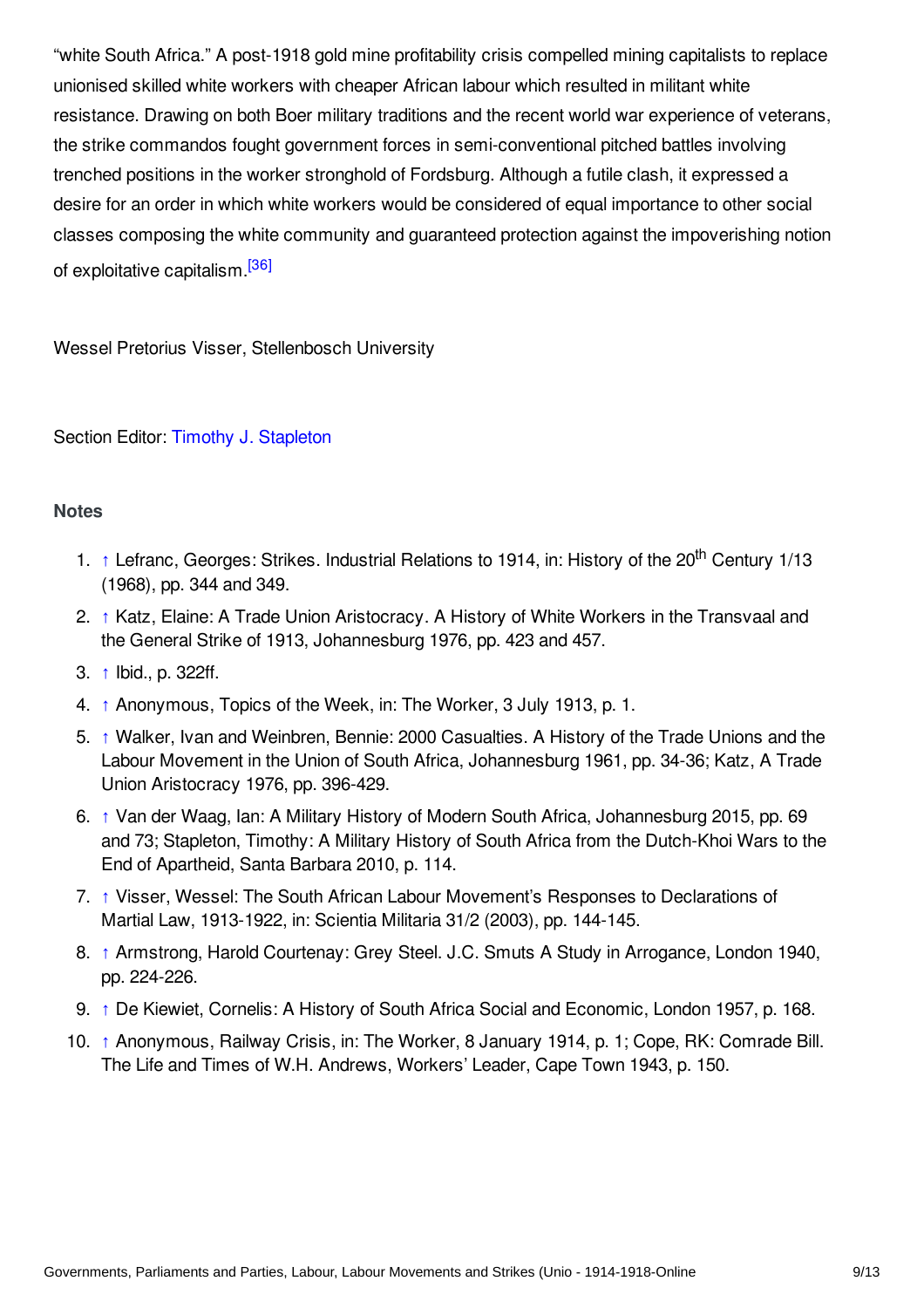"white South Africa." A post-1918 gold mine profitability crisis compelled mining capitalists to replace unionised skilled white workers with cheaper African labour which resulted in militant white resistance. Drawing on both Boer military traditions and the recent world war experience of veterans, the strike commandos fought government forces in semi-conventional pitched battles involving trenched positions in the worker stronghold of Fordsburg. Although a futile clash, it expressed a desire for an order in which white workers would be considered of equal importance to other social classes composing the white community and guaranteed protection against the impoverishing notion of exploitative capitalism.[36]

Wessel Pretorius Visser, Stellenbosch University

Section Editor: Timothy J. Stapleton

## Notes

1. ↑ Lefranc, Georges: Strikes. Industrial Relations to 1914, in: History of the 20th Century 1/13 (1968), pp. 344 and 349.
2. ↑ Katz, Elaine: A Trade Union Aristocracy. A History of White Workers in the Transvaal and the General Strike of 1913, Johannesburg 1976, pp. 423 and 457.
3. ↑ Ibid., p. 322ff.
4. ↑ Anonymous, Topics of the Week, in: The Worker, 3 July 1913, p. 1.
5. ↑ Walker, Ivan and Weinbren, Bennie: 2000 Casualties. A History of the Trade Unions and the Labour Movement in the Union of South Africa, Johannesburg 1961, pp. 34-36; Katz, A Trade Union Aristocracy 1976, pp. 396-429.
6. ↑ Van der Waag, Ian: A Military History of Modern South Africa, Johannesburg 2015, pp. 69 and 73; Stapleton, Timothy: A Military History of South Africa from the Dutch-Khoi Wars to the End of Apartheid, Santa Barbara 2010, p. 114.
7. ↑ Visser, Wessel: The South African Labour Movement's Responses to Declarations of Martial Law, 1913-1922, in: Scientia Militaria 31/2 (2003), pp. 144-145.
8. ↑ Armstrong, Harold Courtenay: Grey Steel. J.C. Smuts A Study in Arrogance, London 1940, pp. 224-226.
9. ↑ De Kiewiet, Cornelis: A History of South Africa Social and Economic, London 1957, p. 168.
10. ↑ Anonymous, Railway Crisis, in: The Worker, 8 January 1914, p. 1; Cope, RK: Comrade Bill. The Life and Times of W.H. Andrews, Workers' Leader, Cape Town 1943, p. 150.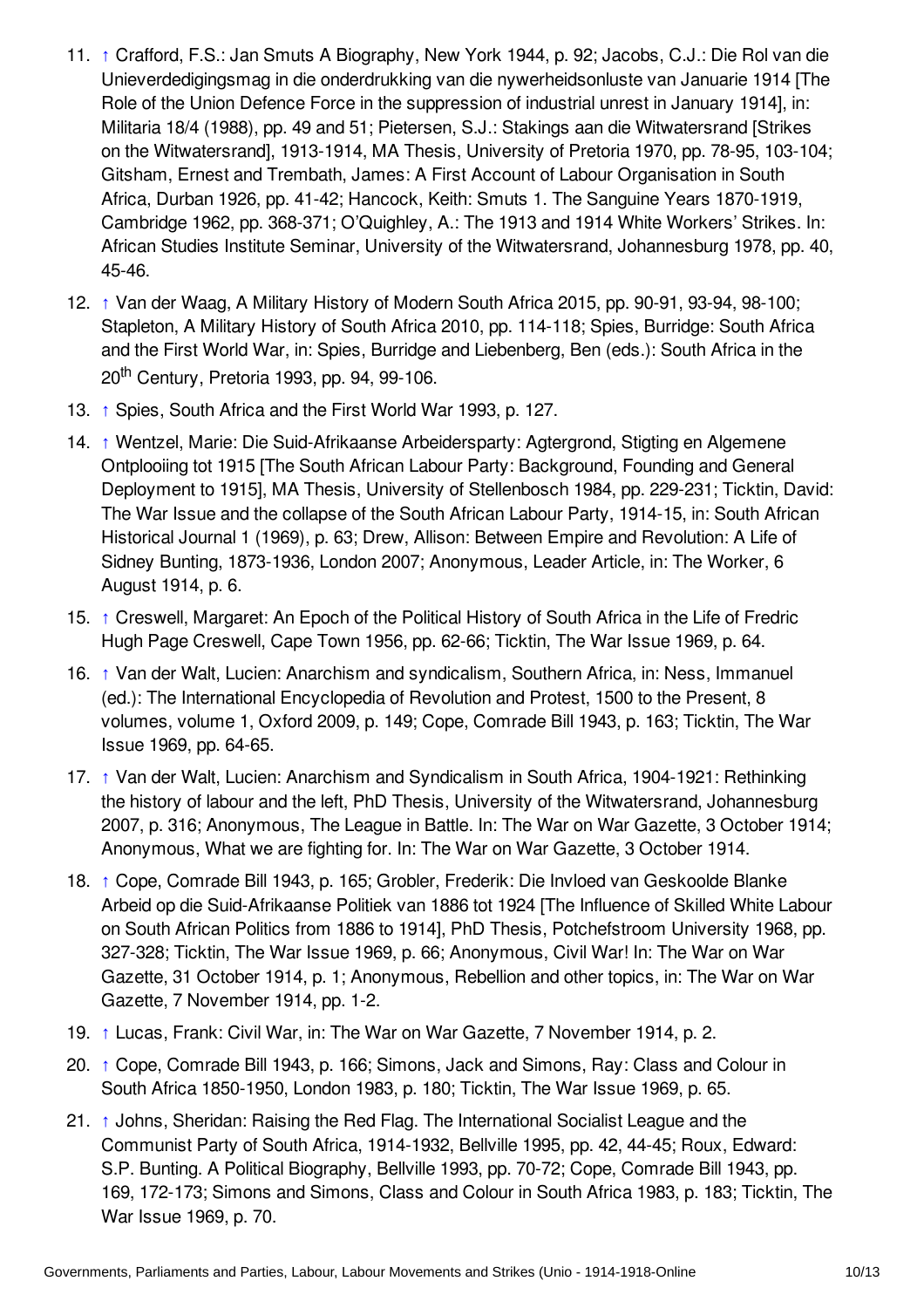11. ↑ Crafford, F.S.: Jan Smuts A Biography, New York 1944, p. 92; Jacobs, C.J.: Die Rol van die Unieverdedigingsmag in die onderdrukking van die nywerheidsonluste van Januarie 1914 [The Role of the Union Defence Force in the suppression of industrial unrest in January 1914], in: Militaria 18/4 (1988), pp. 49 and 51; Pietersen, S.J.: Stakings aan die Witwatersrand [Strikes on the Witwatersrand], 1913-1914, MA Thesis, University of Pretoria 1970, pp. 78-95, 103-104; Gitsham, Ernest and Trembath, James: A First Account of Labour Organisation in South Africa, Durban 1926, pp. 41-42; Hancock, Keith: Smuts 1. The Sanguine Years 1870-1919, Cambridge 1962, pp. 368-371; O'Quighley, A.: The 1913 and 1914 White Workers' Strikes. In: African Studies Institute Seminar, University of the Witwatersrand, Johannesburg 1978, pp. 40, 45-46.
12. ↑ Van der Waag, A Military History of Modern South Africa 2015, pp. 90-91, 93-94, 98-100; Stapleton, A Military History of South Africa 2010, pp. 114-118; Spies, Burridge: South Africa and the First World War, in: Spies, Burridge and Liebenberg, Ben (eds.): South Africa in the 20th Century, Pretoria 1993, pp. 94, 99-106.
13. ↑ Spies, South Africa and the First World War 1993, p. 127.
14. ↑ Wentzel, Marie: Die Suid-Afrikaanse Arbeidersparty: Agtergrond, Stigting en Algemene Ontplooiing tot 1915 [The South African Labour Party: Background, Founding and General Deployment to 1915], MA Thesis, University of Stellenbosch 1984, pp. 229-231; Ticktin, David: The War Issue and the collapse of the South African Labour Party, 1914-15, in: South African Historical Journal 1 (1969), p. 63; Drew, Allison: Between Empire and Revolution: A Life of Sidney Bunting, 1873-1936, London 2007; Anonymous, Leader Article, in: The Worker, 6 August 1914, p. 6.
15. ↑ Creswell, Margaret: An Epoch of the Political History of South Africa in the Life of Fredric Hugh Page Creswell, Cape Town 1956, pp. 62-66; Ticktin, The War Issue 1969, p. 64.
16. ↑ Van der Walt, Lucien: Anarchism and syndicalism, Southern Africa, in: Ness, Immanuel (ed.): The International Encyclopedia of Revolution and Protest, 1500 to the Present, 8 volumes, volume 1, Oxford 2009, p. 149; Cope, Comrade Bill 1943, p. 163; Ticktin, The War Issue 1969, pp. 64-65.
17. ↑ Van der Walt, Lucien: Anarchism and Syndicalism in South Africa, 1904-1921: Rethinking the history of labour and the left, PhD Thesis, University of the Witwatersrand, Johannesburg 2007, p. 316; Anonymous, The League in Battle. In: The War on War Gazette, 3 October 1914; Anonymous, What we are fighting for. In: The War on War Gazette, 3 October 1914.
18. ↑ Cope, Comrade Bill 1943, p. 165; Grobler, Frederik: Die Invloed van Geskoolde Blanke Arbeid op die Suid-Afrikaanse Politiek van 1886 tot 1924 [The Influence of Skilled White Labour on South African Politics from 1886 to 1914], PhD Thesis, Potchefstroom University 1968, pp. 327-328; Ticktin, The War Issue 1969, p. 66; Anonymous, Civil War! In: The War on War Gazette, 31 October 1914, p. 1; Anonymous, Rebellion and other topics, in: The War on War Gazette, 7 November 1914, pp. 1-2.
19. ↑ Lucas, Frank: Civil War, in: The War on War Gazette, 7 November 1914, p. 2.
20. ↑ Cope, Comrade Bill 1943, p. 166; Simons, Jack and Simons, Ray: Class and Colour in South Africa 1850-1950, London 1983, p. 180; Ticktin, The War Issue 1969, p. 65.
21. ↑ Johns, Sheridan: Raising the Red Flag. The International Socialist League and the Communist Party of South Africa, 1914-1932, Bellville 1995, pp. 42, 44-45; Roux, Edward: S.P. Bunting. A Political Biography, Bellville 1993, pp. 70-72; Cope, Comrade Bill 1943, pp. 169, 172-173; Simons and Simons, Class and Colour in South Africa 1983, p. 183; Ticktin, The War Issue 1969, p. 70.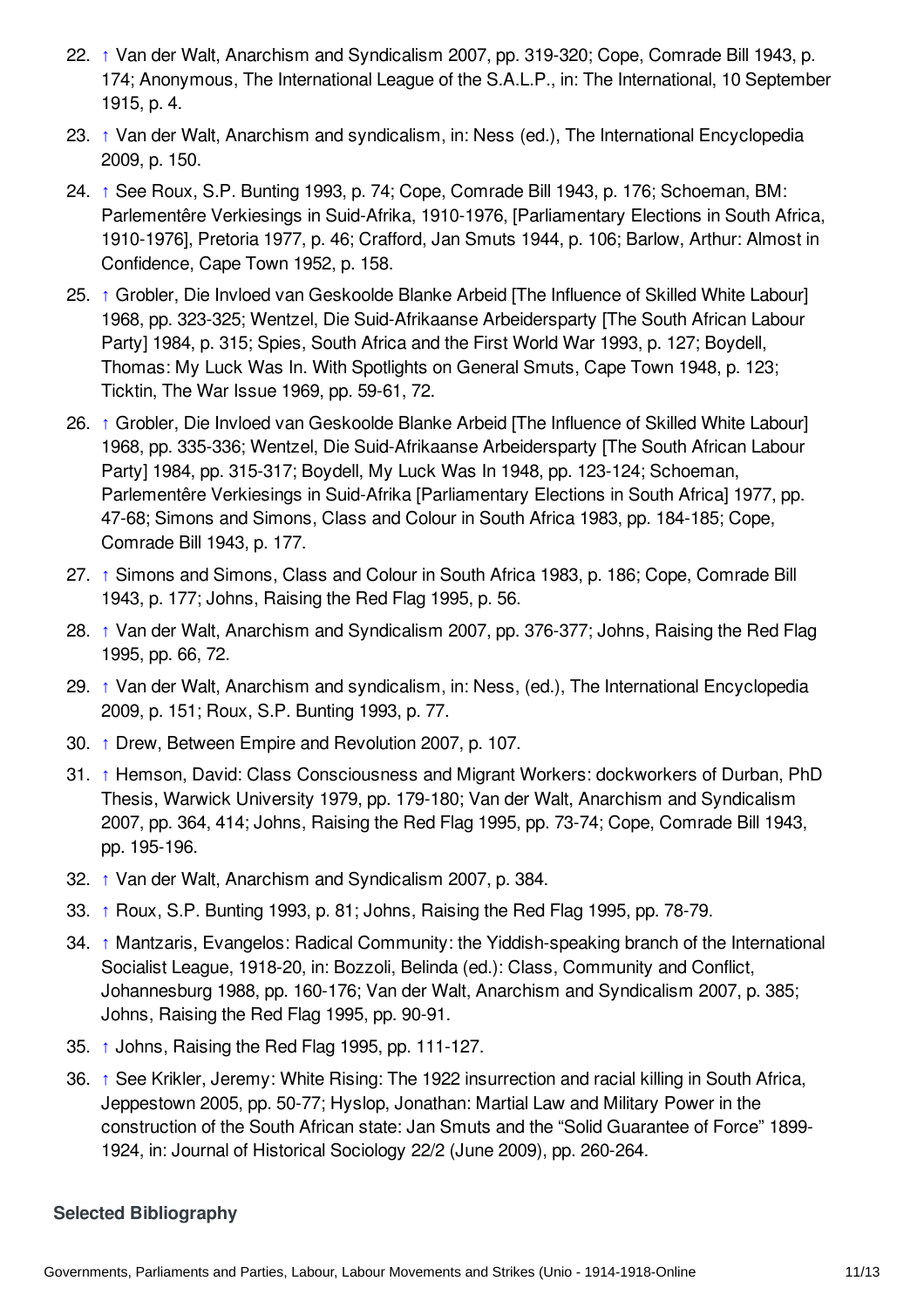22. ↑ Van der Walt, Anarchism and Syndicalism 2007, pp. 319-320; Cope, Comrade Bill 1943, p. 174; Anonymous, The International League of the S.A.L.P., in: The International, 10 September 1915, p. 4.
23. ↑ Van der Walt, Anarchism and syndicalism, in: Ness (ed.), The International Encyclopedia 2009, p. 150.
24. ↑ See Roux, S.P. Bunting 1993, p. 74; Cope, Comrade Bill 1943, p. 176; Schoeman, BM: Parlementêre Verkiesings in Suid-Afrika, 1910-1976, [Parliamentary Elections in South Africa, 1910-1976], Pretoria 1977, p. 46; Crafford, Jan Smuts 1944, p. 106; Barlow, Arthur: Almost in Confidence, Cape Town 1952, p. 158.
25. ↑ Grobler, Die Invloed van Geskoolde Blanke Arbeid [The Influence of Skilled White Labour] 1968, pp. 323-325; Wentzel, Die Suid-Afrikaanse Arbeidersparty [The South African Labour Party] 1984, p. 315; Spies, South Africa and the First World War 1993, p. 127; Boydell, Thomas: My Luck Was In. With Spotlights on General Smuts, Cape Town 1948, p. 123; Ticktin, The War Issue 1969, pp. 59-61, 72.
26. ↑ Grobler, Die Invloed van Geskoolde Blanke Arbeid [The Influence of Skilled White Labour] 1968, pp. 335-336; Wentzel, Die Suid-Afrikaanse Arbeidersparty [The South African Labour Party] 1984, pp. 315-317; Boydell, My Luck Was In 1948, pp. 123-124; Schoeman, Parlementêre Verkiesings in Suid-Afrika [Parliamentary Elections in South Africa] 1977, pp. 47-68; Simons and Simons, Class and Colour in South Africa 1983, pp. 184-185; Cope, Comrade Bill 1943, p. 177.
27. ↑ Simons and Simons, Class and Colour in South Africa 1983, p. 186; Cope, Comrade Bill 1943, p. 177; Johns, Raising the Red Flag 1995, p. 56.
28. ↑ Van der Walt, Anarchism and Syndicalism 2007, pp. 376-377; Johns, Raising the Red Flag 1995, pp. 66, 72.
29. ↑ Van der Walt, Anarchism and syndicalism, in: Ness, (ed.), The International Encyclopedia 2009, p. 151; Roux, S.P. Bunting 1993, p. 77.
30. ↑ Drew, Between Empire and Revolution 2007, p. 107.
31. ↑ Hemson, David: Class Consciousness and Migrant Workers: dockworkers of Durban, PhD Thesis, Warwick University 1979, pp. 179-180; Van der Walt, Anarchism and Syndicalism 2007, pp. 364, 414; Johns, Raising the Red Flag 1995, pp. 73-74; Cope, Comrade Bill 1943, pp. 195-196.
32. ↑ Van der Walt, Anarchism and Syndicalism 2007, p. 384.
33. ↑ Roux, S.P. Bunting 1993, p. 81; Johns, Raising the Red Flag 1995, pp. 78-79.
34. ↑ Mantzaris, Evangelos: Radical Community: the Yiddish-speaking branch of the International Socialist League, 1918-20, in: Bozzoli, Belinda (ed.): Class, Community and Conflict, Johannesburg 1988, pp. 160-176; Van der Walt, Anarchism and Syndicalism 2007, p. 385; Johns, Raising the Red Flag 1995, pp. 90-91.
35. ↑ Johns, Raising the Red Flag 1995, pp. 111-127.
36. ↑ See Krikler, Jeremy: White Rising: The 1922 insurrection and racial killing in South Africa, Jeppestown 2005, pp. 50-77; Hyslop, Jonathan: Martial Law and Military Power in the construction of the South African state: Jan Smuts and the "Solid Guarantee of Force" 1899-1924, in: Journal of Historical Sociology 22/2 (June 2009), pp. 260-264.

### Selected Bibliography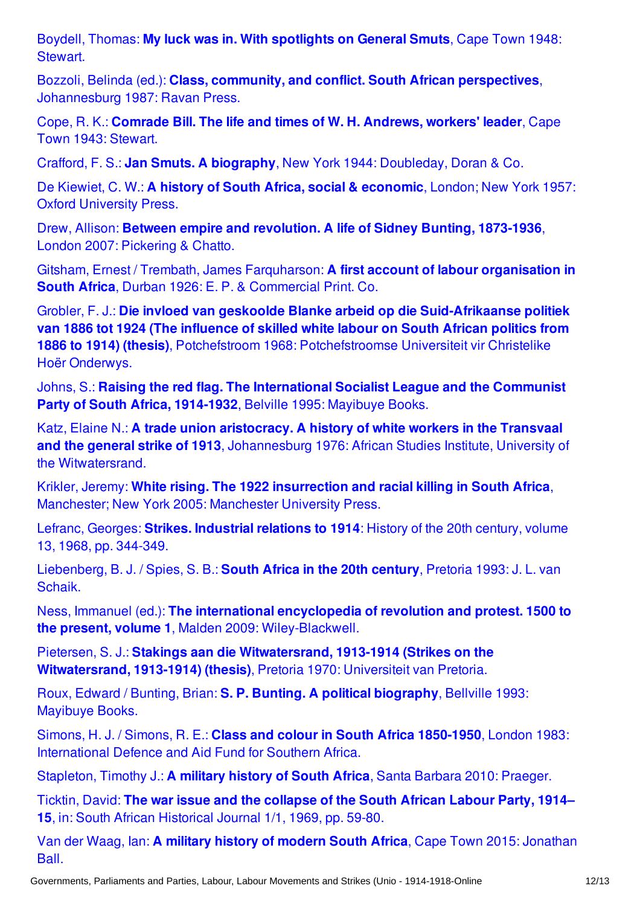Boydell, Thomas: **My luck was in. With spotlights on General Smuts**, Cape Town 1948: Stewart.

Bozzoli, Belinda (ed.): **Class, community, and conflict. South African perspectives**, Johannesburg 1987: Ravan Press.

Cope, R. K.: **Comrade Bill. The life and times of W. H. Andrews, workers' leader**, Cape Town 1943: Stewart.

Crafford, F. S.: **Jan Smuts. A biography**, New York 1944: Doubleday, Doran & Co.

De Kiewiet, C. W.: **A history of South Africa, social & economic**, London; New York 1957: Oxford University Press.

Drew, Allison: **Between empire and revolution. A life of Sidney Bunting, 1873-1936**, London 2007: Pickering & Chatto.

Gitsham, Ernest / Trembath, James Farquharson: **A first account of labour organisation in South Africa**, Durban 1926: E. P. & Commercial Print. Co.

Grobler, F. J.: **Die invloed van geskoolde Blanke arbeid op die Suid-Afrikaanse politiek van 1886 tot 1924 (The influence of skilled white labour on South African politics from 1886 to 1914) (thesis)**, Potchefstroom 1968: Potchefstroomse Universiteit vir Christelike Hoër Onderwys.

Johns, S.: **Raising the red flag. The International Socialist League and the Communist Party of South Africa, 1914-1932**, Belville 1995: Mayibuye Books.

Katz, Elaine N.: **A trade union aristocracy. A history of white workers in the Transvaal and the general strike of 1913**, Johannesburg 1976: African Studies Institute, University of the Witwatersrand.

Krikler, Jeremy: **White rising. The 1922 insurrection and racial killing in South Africa**, Manchester; New York 2005: Manchester University Press.

Lefranc, Georges: **Strikes. Industrial relations to 1914**: History of the 20th century, volume 13, 1968, pp. 344-349.

Liebenberg, B. J. / Spies, S. B.: **South Africa in the 20th century**, Pretoria 1993: J. L. van Schaik.

Ness, Immanuel (ed.): **The international encyclopedia of revolution and protest. 1500 to the present, volume 1**, Malden 2009: Wiley-Blackwell.

Pietersen, S. J.: **Stakings aan die Witwatersrand, 1913-1914 (Strikes on the Witwatersrand, 1913-1914) (thesis)**, Pretoria 1970: Universiteit van Pretoria.

Roux, Edward / Bunting, Brian: **S. P. Bunting. A political biography**, Bellville 1993: Mayibuye Books.

Simons, H. J. / Simons, R. E.: **Class and colour in South Africa 1850-1950**, London 1983: International Defence and Aid Fund for Southern Africa.

Stapleton, Timothy J.: **A military history of South Africa**, Santa Barbara 2010: Praeger.

Ticktin, David: **The war issue and the collapse of the South African Labour Party, 1914–15**, in: South African Historical Journal 1/1, 1969, pp. 59-80.

Van der Waag, Ian: **A military history of modern South Africa**, Cape Town 2015: Jonathan Ball.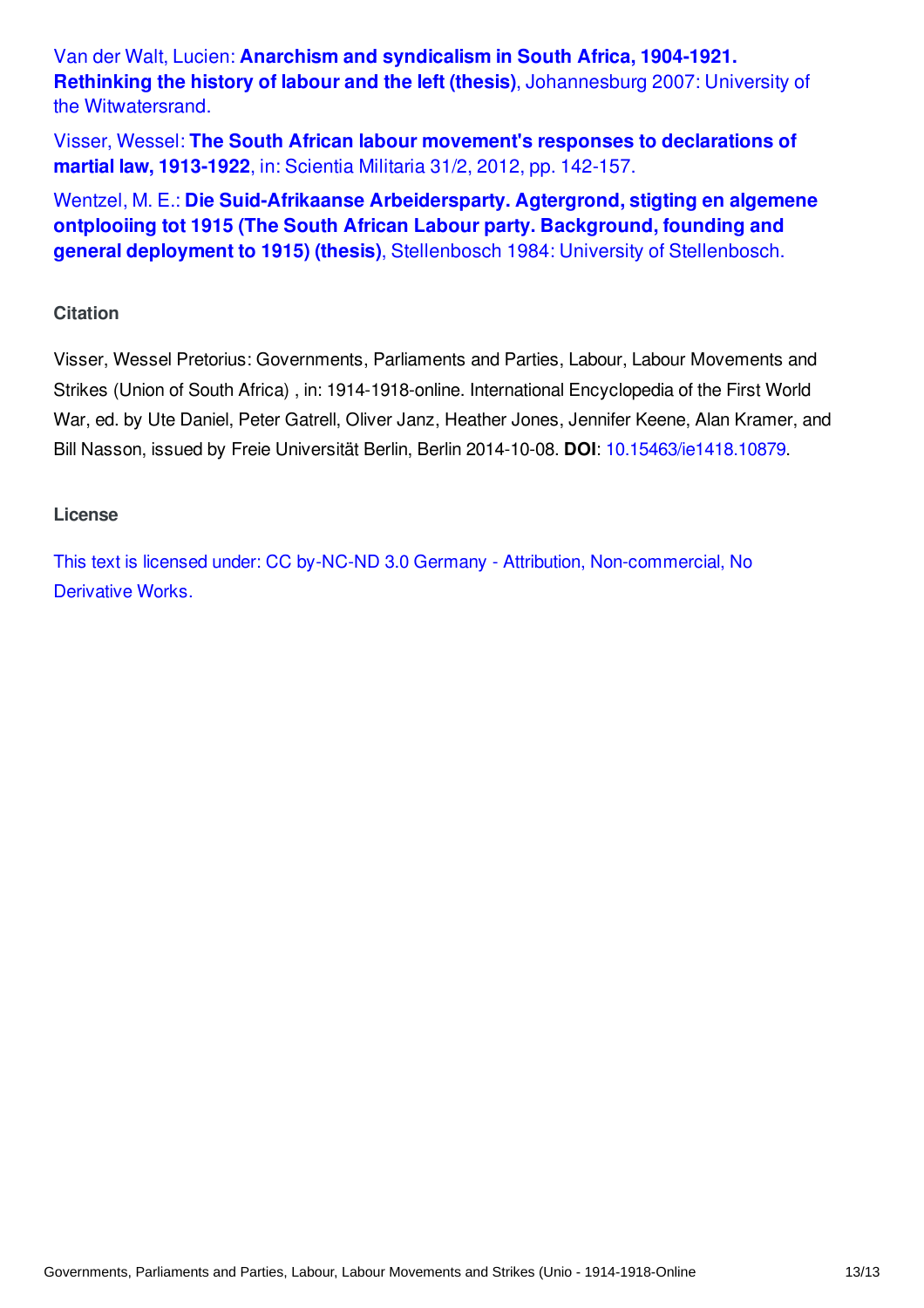Van der Walt, Lucien: **Anarchism and syndicalism in South Africa, 1904-1921. Rethinking the history of labour and the left (thesis)**, Johannesburg 2007: University of the Witwatersrand.

Visser, Wessel: **The South African labour movement's responses to declarations of martial law, 1913-1922**, in: Scientia Militaria 31/2, 2012, pp. 142-157.

Wentzel, M. E.: **Die Suid-Afrikaanse Arbeidersparty. Agtergrond, stigting en algemene ontplooiing tot 1915 (The South African Labour party. Background, founding and general deployment to 1915) (thesis)**, Stellenbosch 1984: University of Stellenbosch.

### Citation

Visser, Wessel Pretorius: Governments, Parliaments and Parties, Labour, Labour Movements and Strikes (Union of South Africa) , in: 1914-1918-online. International Encyclopedia of the First World War, ed. by Ute Daniel, Peter Gatrell, Oliver Janz, Heather Jones, Jennifer Keene, Alan Kramer, and Bill Nasson, issued by Freie Universität Berlin, Berlin 2014-10-08. **DOI**: 10.15463/ie1418.10879.

### License

This text is licensed under: CC by-NC-ND 3.0 Germany - Attribution, Non-commercial, No Derivative Works.